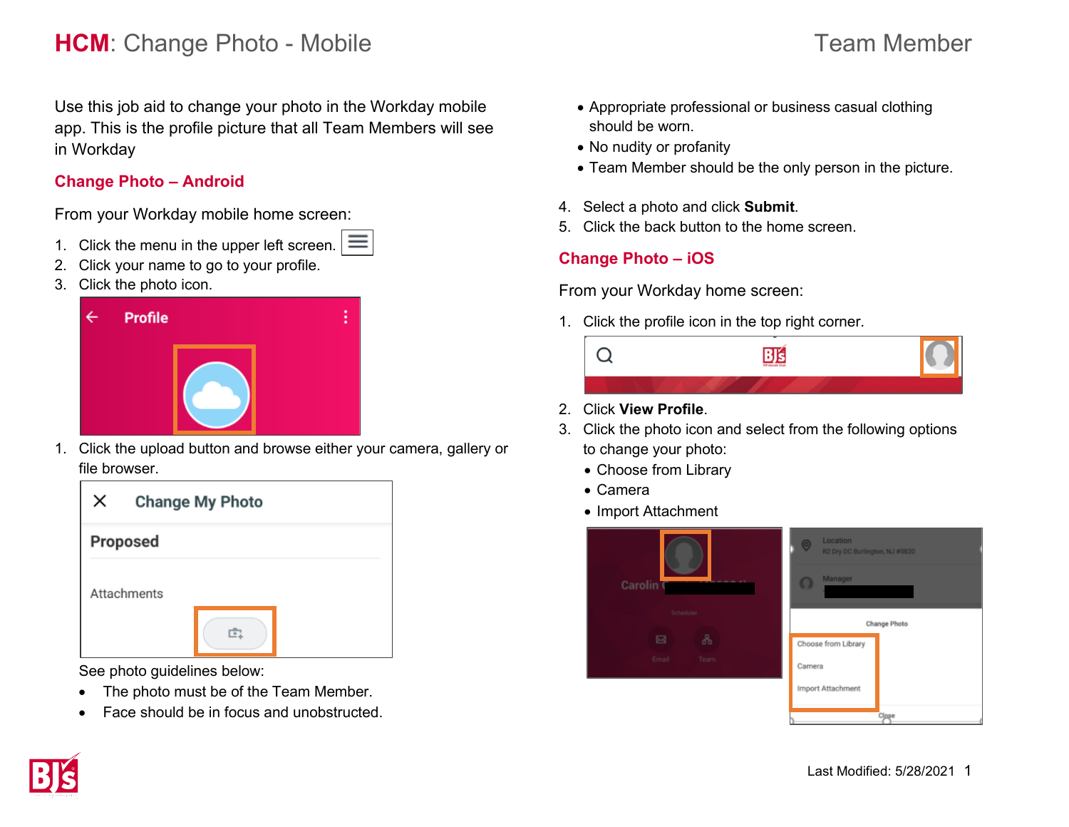# **HCM**: Change Photo - Mobile

Team Member

Use this job aid to change your photo in the Workday mobile app. This is the profile picture that all Team Members will see in Workday

## Change Photo – Android

From your Workday mobile home screen:

1. Click the menu in the upper left screen.
2. Click your name to go to your profile.
3. Click the photo icon.

1. Click the upload button and browse either your camera, gallery or file browser.

See photo guidelines below:

- The photo must be of the Team Member.
- Face should be in focus and unobstructed.
- Appropriate professional or business casual clothing should be worn.
- No nudity or profanity
- Team Member should be the only person in the picture.

4. Select a photo and click **Submit**.
5. Click the back button to the home screen.

## Change Photo – iOS

From your Workday home screen:

1. Click the profile icon in the top right corner.
2. Click **View Profile**.
3. Click the photo icon and select from the following options to change your photo:
   - Choose from Library
   - Camera
   - Import Attachment

Last Modified: 5/28/2021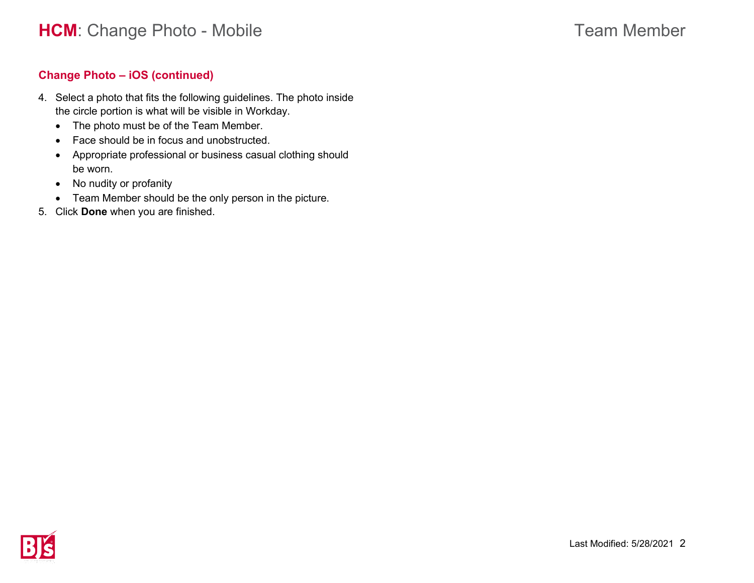## Change Photo – iOS (continued)

4. Select a photo that fits the following guidelines. The photo inside the circle portion is what will be visible in Workday.
   - The photo must be of the Team Member.
   - Face should be in focus and unobstructed.
   - Appropriate professional or business casual clothing should be worn.
   - No nudity or profanity
   - Team Member should be the only person in the picture.
5. Click **Done** when you are finished.